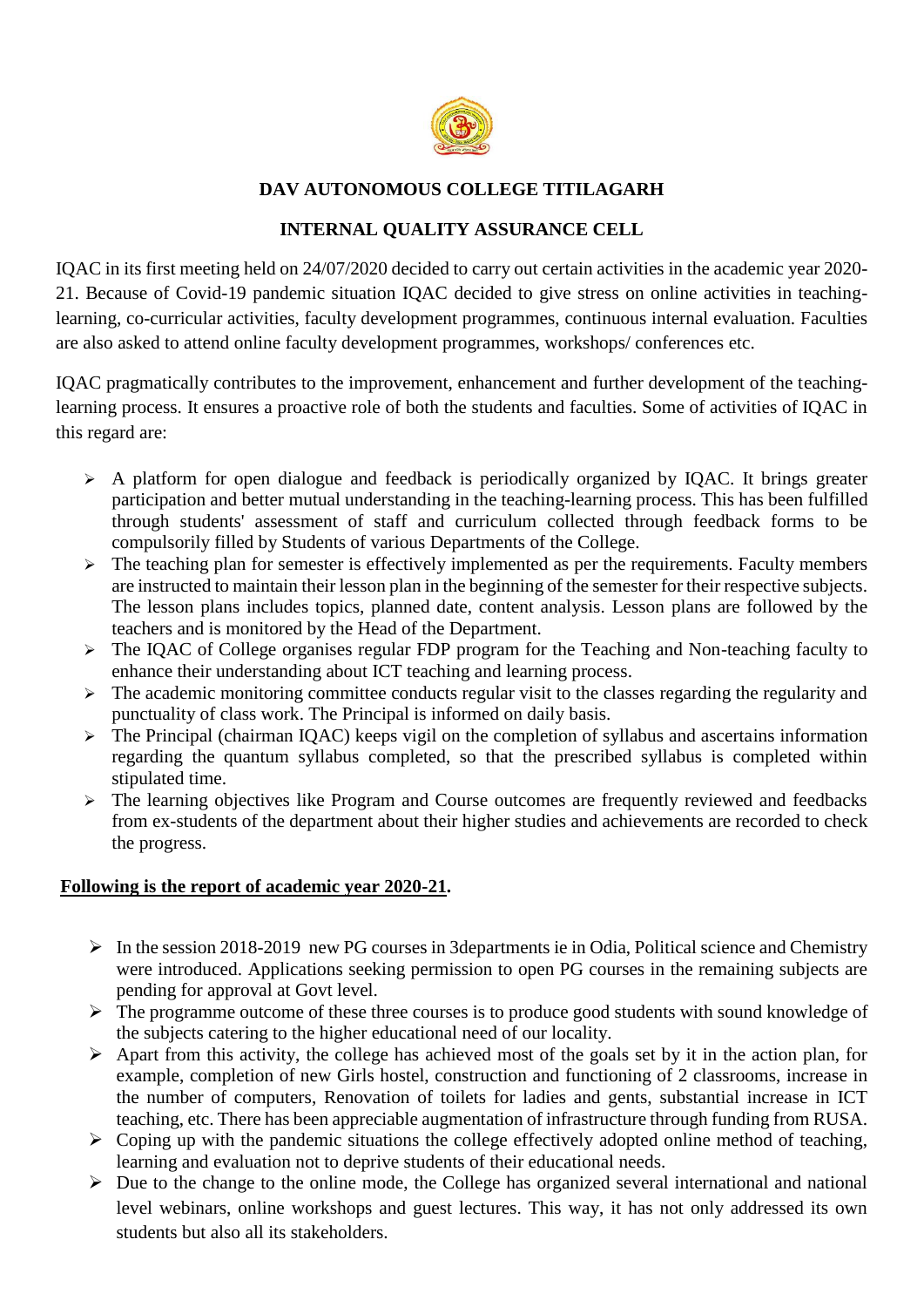# DAV AUTONOMOUS COLLEGE TITILAGARH

## INTERNAL QUALITY ASSURANCE CELL

IQAC in its first meeting held on 24/07/2020 decided to carry out certain activities in the academic year 2020-21. Because of Covid-19 pandemic situation IQAC decided to give stress on online activities in teaching-learning, co-curricular activities, faculty development programmes, continuous internal evaluation. Faculties are also asked to attend online faculty development programmes, workshops/ conferences etc.

IQAC pragmatically contributes to the improvement, enhancement and further development of the teaching-learning process. It ensures a proactive role of both the students and faculties. Some of activities of IQAC in this regard are:

- A platform for open dialogue and feedback is periodically organized by IQAC. It brings greater participation and better mutual understanding in the teaching-learning process. This has been fulfilled through students' assessment of staff and curriculum collected through feedback forms to be compulsorily filled by Students of various Departments of the College.
- The teaching plan for semester is effectively implemented as per the requirements. Faculty members are instructed to maintain their lesson plan in the beginning of the semester for their respective subjects. The lesson plans includes topics, planned date, content analysis. Lesson plans are followed by the teachers and is monitored by the Head of the Department.
- The IQAC of College organises regular FDP program for the Teaching and Non-teaching faculty to enhance their understanding about ICT teaching and learning process.
- The academic monitoring committee conducts regular visit to the classes regarding the regularity and punctuality of class work. The Principal is informed on daily basis.
- The Principal (chairman IQAC) keeps vigil on the completion of syllabus and ascertains information regarding the quantum syllabus completed, so that the prescribed syllabus is completed within stipulated time.
- The learning objectives like Program and Course outcomes are frequently reviewed and feedbacks from ex-students of the department about their higher studies and achievements are recorded to check the progress.

**Following is the report of academic year 2020-21.**

- In the session 2018-2019 new PG courses in 3departments ie in Odia, Political science and Chemistry were introduced. Applications seeking permission to open PG courses in the remaining subjects are pending for approval at Govt level.
- The programme outcome of these three courses is to produce good students with sound knowledge of the subjects catering to the higher educational need of our locality.
- Apart from this activity, the college has achieved most of the goals set by it in the action plan, for example, completion of new Girls hostel, construction and functioning of 2 classrooms, increase in the number of computers, Renovation of toilets for ladies and gents, substantial increase in ICT teaching, etc. There has been appreciable augmentation of infrastructure through funding from RUSA.
- Coping up with the pandemic situations the college effectively adopted online method of teaching, learning and evaluation not to deprive students of their educational needs.
- Due to the change to the online mode, the College has organized several international and national level webinars, online workshops and guest lectures. This way, it has not only addressed its own students but also all its stakeholders.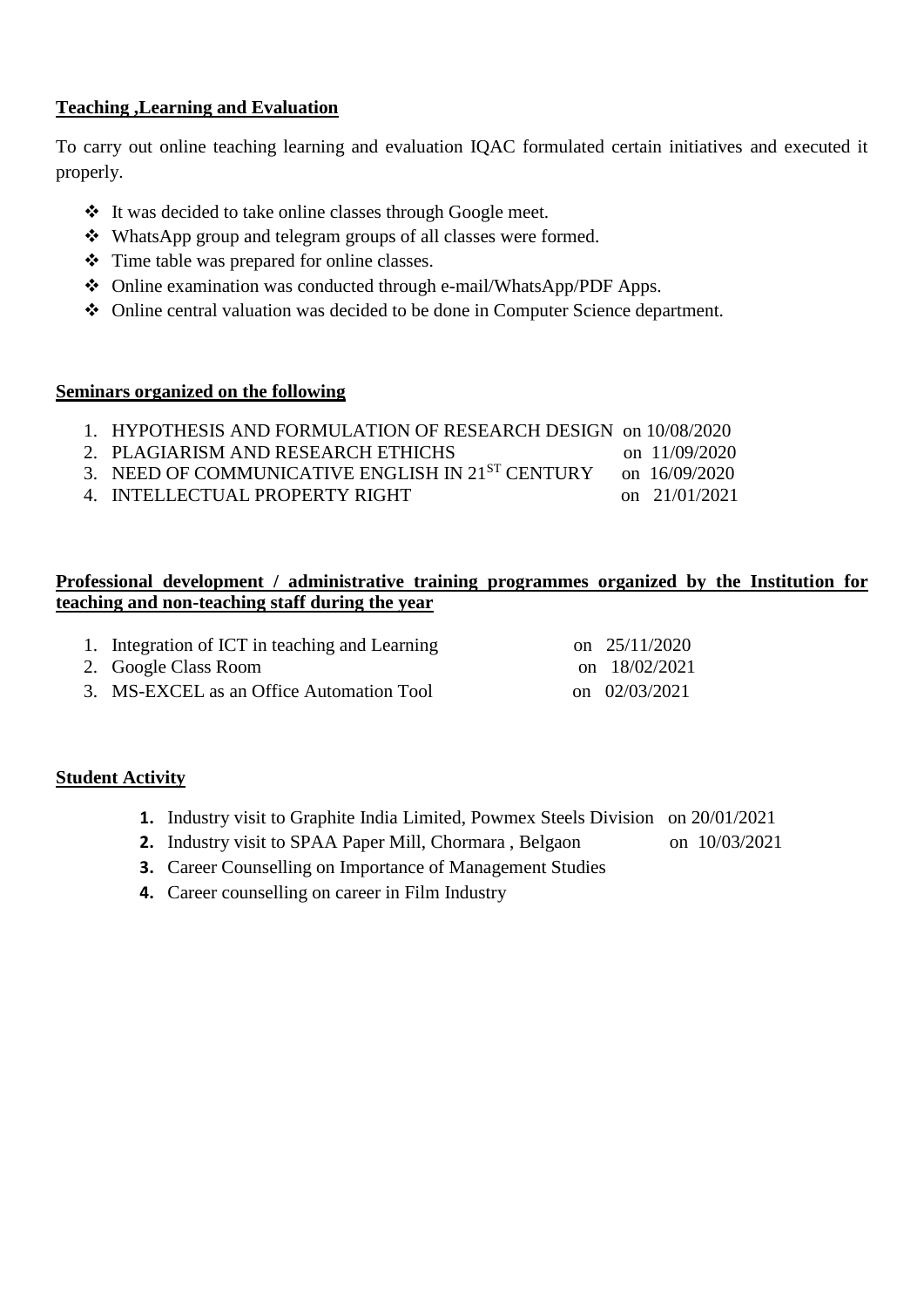**Teaching ,Learning and Evaluation**

To carry out online teaching learning and evaluation IQAC formulated certain initiatives and executed it properly.

- It was decided to take online classes through Google meet.
- WhatsApp group and telegram groups of all classes were formed.
- Time table was prepared for online classes.
- Online examination was conducted through e-mail/WhatsApp/PDF Apps.
- Online central valuation was decided to be done in Computer Science department.

**Seminars organized on the following**

1. HYPOTHESIS AND FORMULATION OF RESEARCH DESIGN on 10/08/2020
2. PLAGIARISM AND RESEARCH ETHICHS on 11/09/2020
3. NEED OF COMMUNICATIVE ENGLISH IN 21ST CENTURY on 16/09/2020
4. INTELLECTUAL PROPERTY RIGHT on 21/01/2021

**Professional development / administrative training programmes organized by the Institution for teaching and non-teaching staff during the year**

1. Integration of ICT in teaching and Learning on 25/11/2020
2. Google Class Room on 18/02/2021
3. MS-EXCEL as an Office Automation Tool on 02/03/2021

**Student Activity**

1. Industry visit to Graphite India Limited, Powmex Steels Division on 20/01/2021
2. Industry visit to SPAA Paper Mill, Chormara , Belgaon on 10/03/2021
3. Career Counselling on Importance of Management Studies
4. Career counselling on career in Film Industry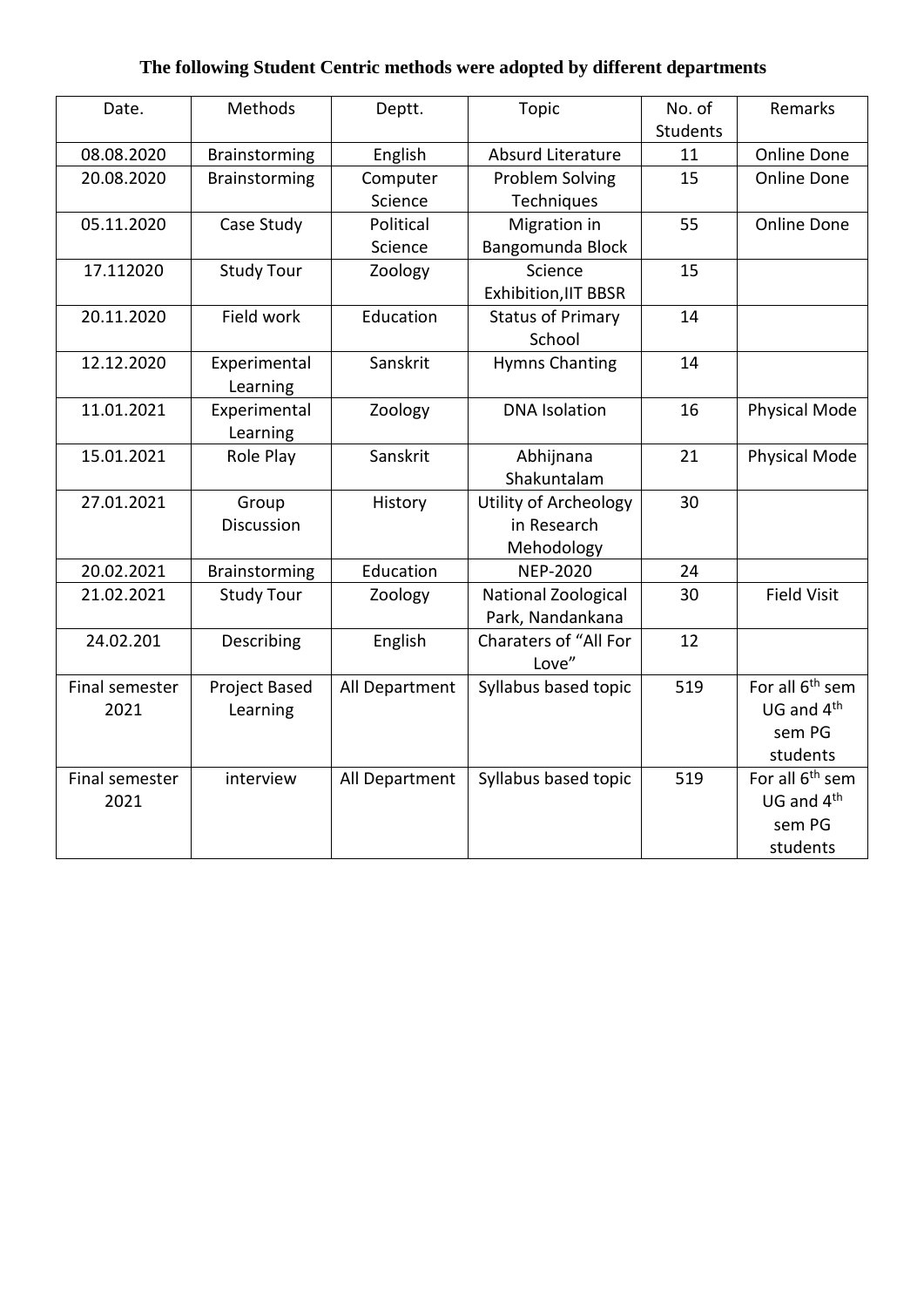**The following Student Centric methods were adopted by different departments**

| Date. | Methods | Deptt. | Topic | No. of Students | Remarks |
|---|---|---|---|---|---|
| 08.08.2020 | Brainstorming | English | Absurd Literature | 11 | Online Done |
| 20.08.2020 | Brainstorming | Computer Science | Problem Solving Techniques | 15 | Online Done |
| 05.11.2020 | Case Study | Political Science | Migration in Bangomunda Block | 55 | Online Done |
| 17.112020 | Study Tour | Zoology | Science Exhibition,IIT BBSR | 15 | |
| 20.11.2020 | Field work | Education | Status of Primary School | 14 | |
| 12.12.2020 | Experimental Learning | Sanskrit | Hymns Chanting | 14 | |
| 11.01.2021 | Experimental Learning | Zoology | DNA Isolation | 16 | Physical Mode |
| 15.01.2021 | Role Play | Sanskrit | Abhijnana Shakuntalam | 21 | Physical Mode |
| 27.01.2021 | Group Discussion | History | Utility of Archeology in Research Mehodology | 30 | |
| 20.02.2021 | Brainstorming | Education | NEP-2020 | 24 | |
| 21.02.2021 | Study Tour | Zoology | National Zoological Park, Nandankana | 30 | Field Visit |
| 24.02.201 | Describing | English | Charaters of "All For Love" | 12 | |
| Final semester 2021 | Project Based Learning | All Department | Syllabus based topic | 519 | For all 6th sem UG and 4th sem PG students |
| Final semester 2021 | interview | All Department | Syllabus based topic | 519 | For all 6th sem UG and 4th sem PG students |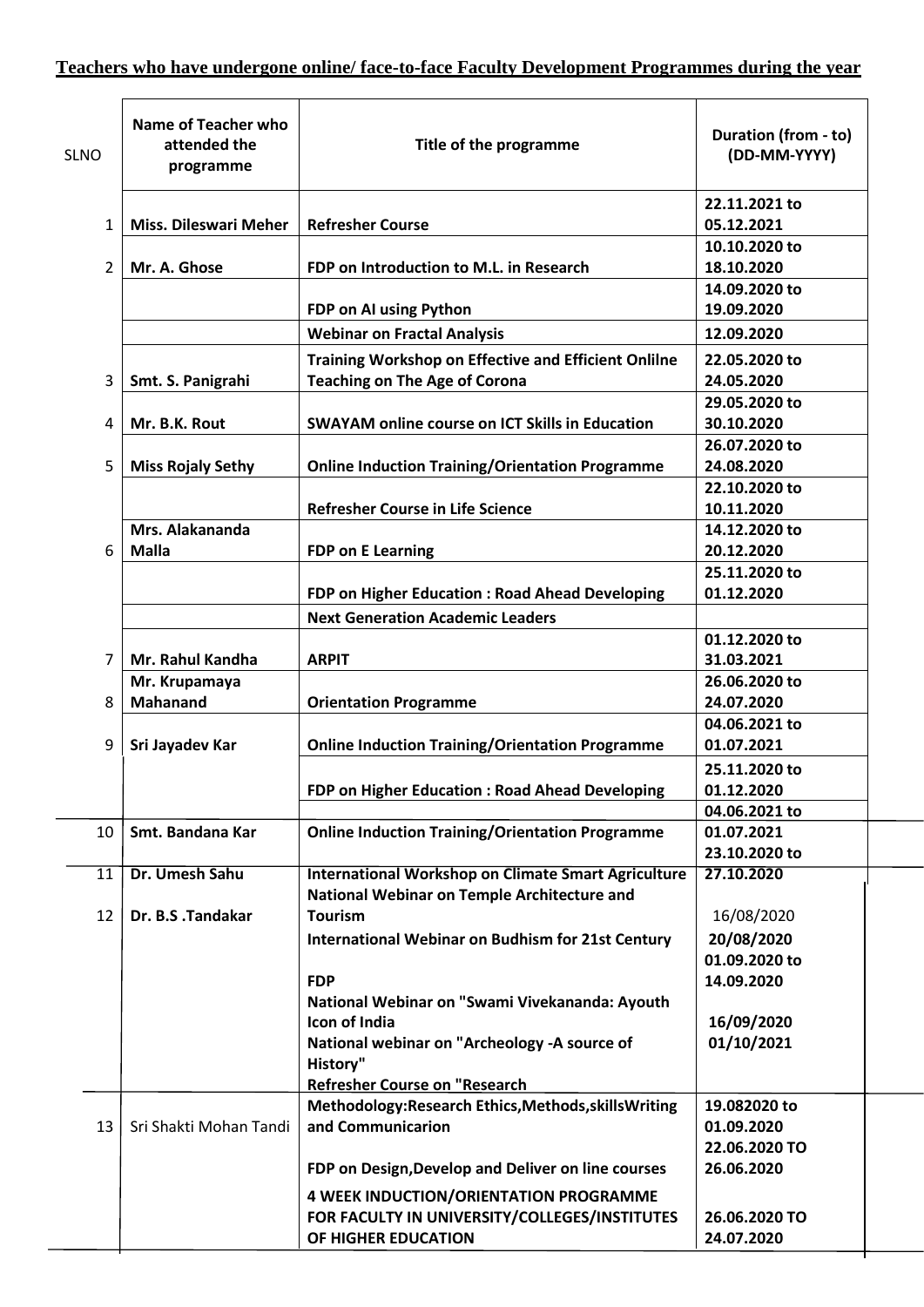**Teachers who have undergone online/ face-to-face Faculty Development Programmes during the year**

| SLNO | Name of Teacher who attended the programme | Title of the programme | Duration (from - to) (DD-MM-YYYY) |
|---|---|---|---|
| 1 | Miss. Dileswari Meher | Refresher Course | 22.11.2021 to 05.12.2021 |
| 2 | Mr. A. Ghose | FDP on Introduction to M.L. in Research | 10.10.2020 to 18.10.2020 |
| | | FDP on AI using Python | 14.09.2020 to 19.09.2020 |
| | | Webinar on Fractal Analysis | 12.09.2020 |
| 3 | Smt. S. Panigrahi | Training Workshop on Effective and Efficient Onlilne Teaching on The Age of Corona | 22.05.2020 to 24.05.2020 |
| 4 | Mr. B.K. Rout | SWAYAM online course on ICT Skills in Education | 29.05.2020 to 30.10.2020 |
| 5 | Miss Rojaly Sethy | Online Induction Training/Orientation Programme | 26.07.2020 to 24.08.2020 |
| | | Refresher Course in Life Science | 22.10.2020 to 10.11.2020 |
| 6 | Mrs. Alakananda Malla | FDP on E Learning | 14.12.2020 to 20.12.2020 |
| | | FDP on Higher Education : Road Ahead Developing | 25.11.2020 to 01.12.2020 |
| | | Next Generation Academic Leaders | |
| 7 | Mr. Rahul Kandha | ARPIT | 01.12.2020 to 31.03.2021 |
| 8 | Mr. Krupamaya Mahanand | Orientation Programme | 26.06.2020 to 24.07.2020 |
| 9 | Sri Jayadev Kar | Online Induction Training/Orientation Programme | 04.06.2021 to 01.07.2021 |
| | | FDP on Higher Education : Road Ahead Developing | 25.11.2020 to 01.12.2020 |
| 10 | Smt. Bandana Kar | Online Induction Training/Orientation Programme | 04.06.2021 to 01.07.2021 |
| 11 | Dr. Umesh Sahu | International Workshop on Climate Smart Agriculture | 23.10.2020 to 27.10.2020 |
| 12 | Dr. B.S .Tandakar | National Webinar on Temple Architecture and Tourism | 16/08/2020 |
| | | International Webinar on Budhism for 21st Century | 20/08/2020 |
| | | FDP | 01.09.2020 to 14.09.2020 |
| | | National Webinar on "Swami Vivekananda: Ayouth Icon of India | 16/09/2020 |
| | | National webinar on "Archeology -A source of History" | 01/10/2021 |
| 13 | Sri Shakti Mohan Tandi | Refresher Course on "Research Methodology:Research Ethics,Methods,skillsWriting and Communicarion | 19.082020 to 01.09.2020 |
| | | FDP on Design,Develop and Deliver on line courses | 22.06.2020 TO 26.06.2020 |
| | | 4 WEEK INDUCTION/ORIENTATION PROGRAMME FOR FACULTY IN UNIVERSITY/COLLEGES/INSTITUTES OF HIGHER EDUCATION | 26.06.2020 TO 24.07.2020 |